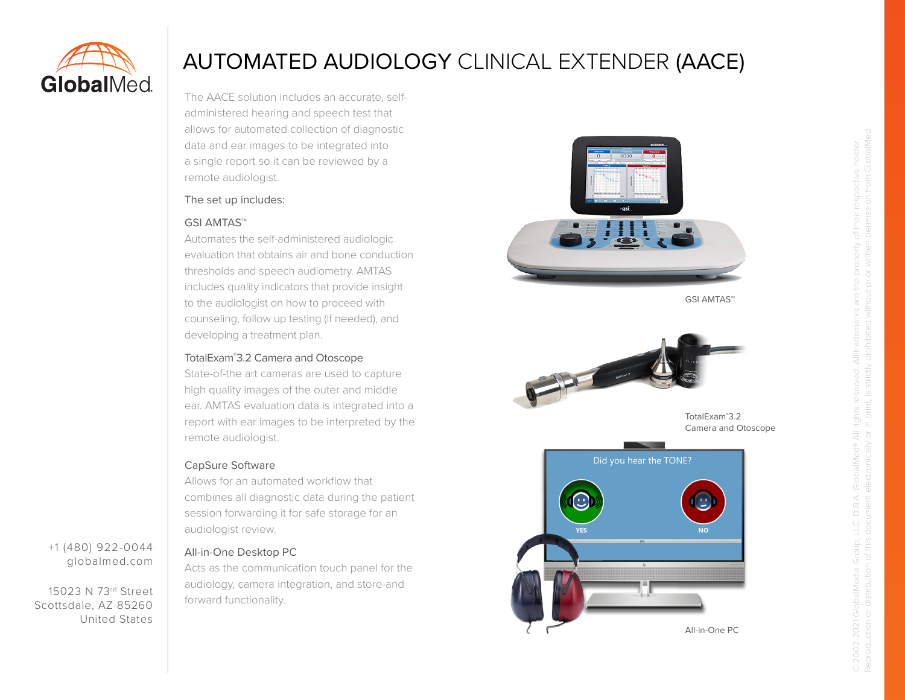GlobalMed

# AUTOMATED AUDIOLOGY CLINICAL EXTENDER (AACE)

The AACE solution includes an accurate, self-administered hearing and speech test that allows for automated collection of diagnostic data and ear images to be integrated into a single report so it can be reviewed by a remote audiologist.

The set up includes:

### GSI AMTAS™

Automates the self-administered audiologic evaluation that obtains air and bone conduction thresholds and speech audiometry. AMTAS includes quality indicators that provide insight to the audiologist on how to proceed with counseling, follow up testing (if needed), and developing a treatment plan.

### TotalExam®3.2 Camera and Otoscope

State-of-the art cameras are used to capture high quality images of the outer and middle ear. AMTAS evaluation data is integrated into a report with ear images to be interpreted by the remote audiologist.

### CapSure Software

Allows for an automated workflow that combines all diagnostic data during the patient session forwarding it for safe storage for an audiologist review.

### All-in-One Desktop PC

Acts as the communication touch panel for the audiology, camera integration, and store-and forward functionality.

GSI AMTAS™

TotalExam®3.2 Camera and Otoscope

All-in-One PC

+1 (480) 922-0044
globalmed.com

15023 N 73rd Street
Scottsdale, AZ 85260
United States

© 2002-2021 GlobalMedia Group, LLC. D.B.A. GlobalMed® All rights reserved. All trademarks are the property of their respective holder. Reproduction or distribution of this document electronically or in print, is strictly prohibited without prior written permission from GlobalMed.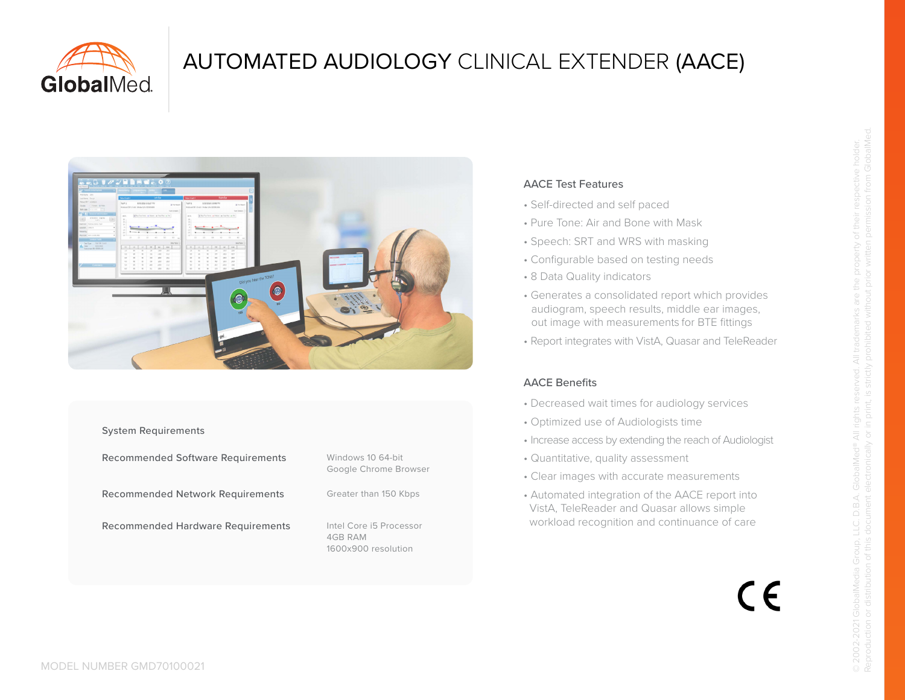GlobalMed

# AUTOMATED AUDIOLOGY CLINICAL EXTENDER (AACE)

## AACE Test Features

- Self-directed and self paced
- Pure Tone: Air and Bone with Mask
- Speech: SRT and WRS with masking
- Configurable based on testing needs
- 8 Data Quality indicators
- Generates a consolidated report which provides audiogram, speech results, middle ear images, out image with measurements for BTE fittings
- Report integrates with VistA, Quasar and TeleReader

## AACE Benefits

- Decreased wait times for audiology services
- Optimized use of Audiologists time
- Increase access by extending the reach of Audiologist
- Quantitative, quality assessment
- Clear images with accurate measurements
- Automated integration of the AACE report into VistA, TeleReader and Quasar allows simple workload recognition and continuance of care

## System Requirements

| | |
|---|---|
| Recommended Software Requirements | Windows 10 64-bit<br>Google Chrome Browser |
| Recommended Network Requirements | Greater than 150 Kbps |
| Recommended Hardware Requirements | Intel Core i5 Processor<br>4GB RAM<br>1600x900 resolution |

CE

MODEL NUMBER GMD70100021

© 2002-2021 GlobalMedia Group, LLC D.B.A. GlobalMed® All rights reserved. All trademarks are the property of their respective holder. Reproduction or distribution of this document electronically or in print, is strictly prohibited without prior written permission from GlobalMed.